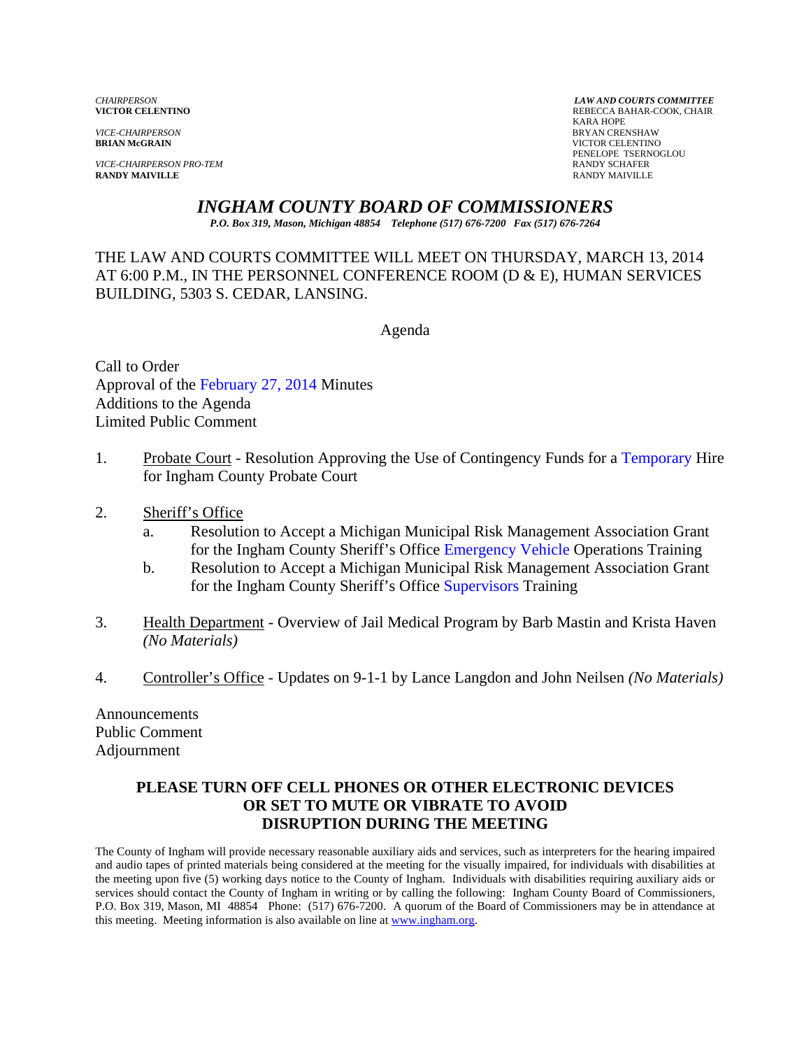*CHAIRPERSON*
**VICTOR CELENTINO**

*VICE-CHAIRPERSON*
**BRIAN McGRAIN**

*VICE-CHAIRPERSON PRO-TEM*
**RANDY MAIVILLE**

***LAW AND COURTS COMMITTEE***
REBECCA BAHAR-COOK, CHAIR
KARA HOPE
BRYAN CRENSHAW
VICTOR CELENTINO
PENELOPE TSERNOGLOU
RANDY SCHAFER
RANDY MAIVILLE

# *INGHAM COUNTY BOARD OF COMMISSIONERS*

***P.O. Box 319, Mason, Michigan 48854 Telephone (517) 676-7200 Fax (517) 676-7264***

THE LAW AND COURTS COMMITTEE WILL MEET ON THURSDAY, MARCH 13, 2014 AT 6:00 P.M., IN THE PERSONNEL CONFERENCE ROOM (D & E), HUMAN SERVICES BUILDING, 5303 S. CEDAR, LANSING.

Agenda

Call to Order
Approval of the February 27, 2014 Minutes
Additions to the Agenda
Limited Public Comment

1. Probate Court - Resolution Approving the Use of Contingency Funds for a Temporary Hire for Ingham County Probate Court

2. Sheriff's Office
   a. Resolution to Accept a Michigan Municipal Risk Management Association Grant for the Ingham County Sheriff's Office Emergency Vehicle Operations Training
   b. Resolution to Accept a Michigan Municipal Risk Management Association Grant for the Ingham County Sheriff's Office Supervisors Training

3. Health Department - Overview of Jail Medical Program by Barb Mastin and Krista Haven *(No Materials)*

4. Controller's Office - Updates on 9-1-1 by Lance Langdon and John Neilsen *(No Materials)*

Announcements
Public Comment
Adjournment

**PLEASE TURN OFF CELL PHONES OR OTHER ELECTRONIC DEVICES OR SET TO MUTE OR VIBRATE TO AVOID DISRUPTION DURING THE MEETING**

The County of Ingham will provide necessary reasonable auxiliary aids and services, such as interpreters for the hearing impaired and audio tapes of printed materials being considered at the meeting for the visually impaired, for individuals with disabilities at the meeting upon five (5) working days notice to the County of Ingham. Individuals with disabilities requiring auxiliary aids or services should contact the County of Ingham in writing or by calling the following: Ingham County Board of Commissioners, P.O. Box 319, Mason, MI 48854 Phone: (517) 676-7200. A quorum of the Board of Commissioners may be in attendance at this meeting. Meeting information is also available on line at www.ingham.org.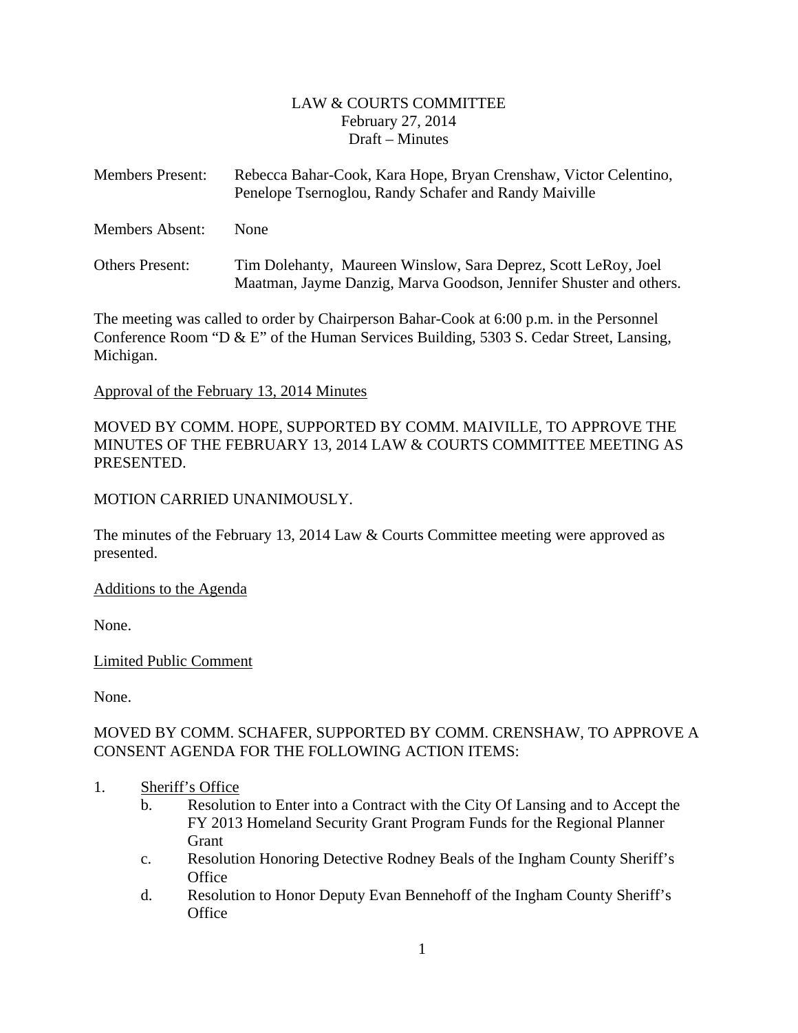LAW & COURTS COMMITTEE
February 27, 2014
Draft – Minutes

Members Present: Rebecca Bahar-Cook, Kara Hope, Bryan Crenshaw, Victor Celentino, Penelope Tsernoglou, Randy Schafer and Randy Maiville

Members Absent: None

Others Present: Tim Dolehanty, Maureen Winslow, Sara Deprez, Scott LeRoy, Joel Maatman, Jayme Danzig, Marva Goodson, Jennifer Shuster and others.

The meeting was called to order by Chairperson Bahar-Cook at 6:00 p.m. in the Personnel Conference Room "D & E" of the Human Services Building, 5303 S. Cedar Street, Lansing, Michigan.

Approval of the February 13, 2014 Minutes

MOVED BY COMM. HOPE, SUPPORTED BY COMM. MAIVILLE, TO APPROVE THE MINUTES OF THE FEBRUARY 13, 2014 LAW & COURTS COMMITTEE MEETING AS PRESENTED.

MOTION CARRIED UNANIMOUSLY.

The minutes of the February 13, 2014 Law & Courts Committee meeting were approved as presented.

Additions to the Agenda

None.

Limited Public Comment

None.

MOVED BY COMM. SCHAFER, SUPPORTED BY COMM. CRENSHAW, TO APPROVE A CONSENT AGENDA FOR THE FOLLOWING ACTION ITEMS:

1. Sheriff's Office
   - b. Resolution to Enter into a Contract with the City Of Lansing and to Accept the FY 2013 Homeland Security Grant Program Funds for the Regional Planner Grant
   - c. Resolution Honoring Detective Rodney Beals of the Ingham County Sheriff's Office
   - d. Resolution to Honor Deputy Evan Bennehoff of the Ingham County Sheriff's Office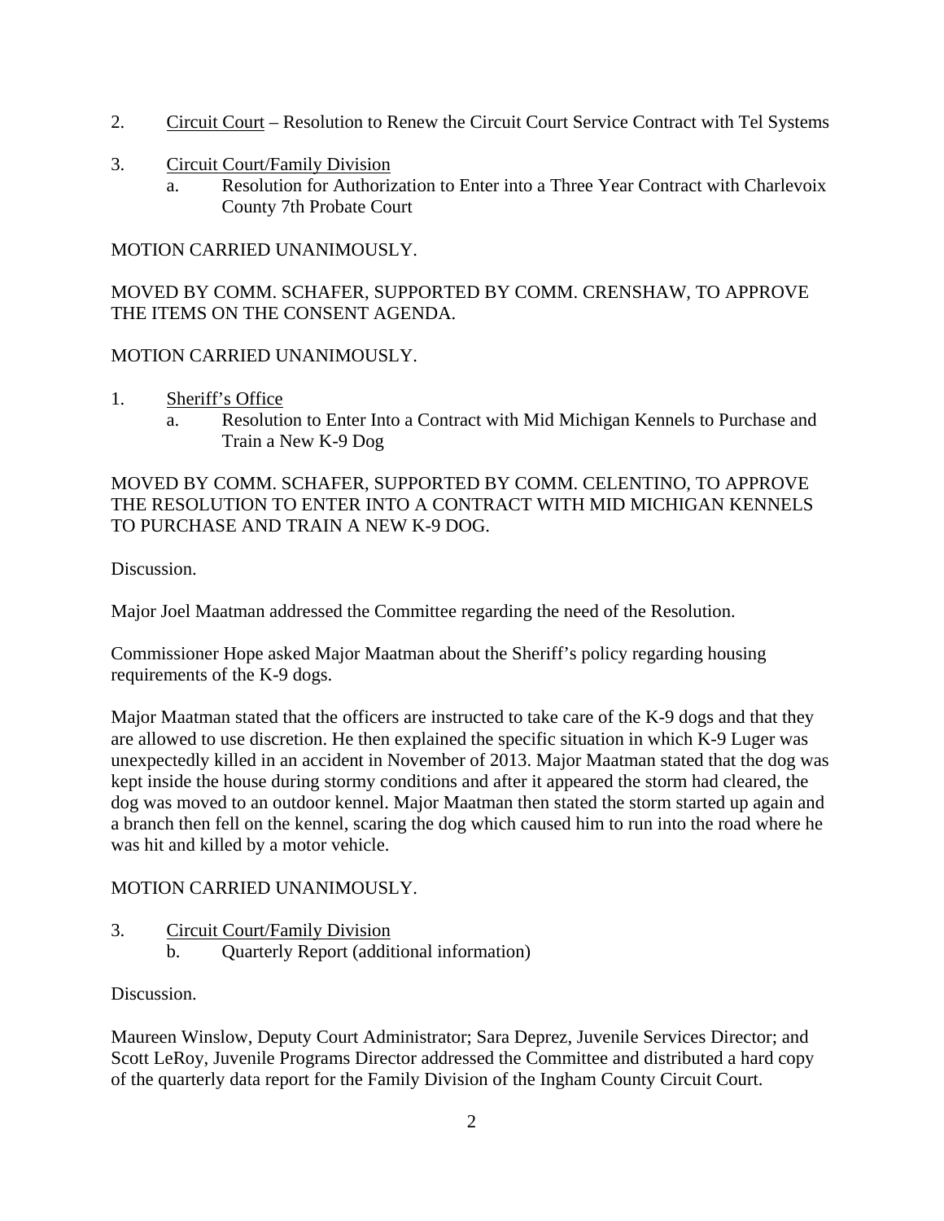2. Circuit Court – Resolution to Renew the Circuit Court Service Contract with Tel Systems

3. Circuit Court/Family Division
   a. Resolution for Authorization to Enter into a Three Year Contract with Charlevoix County 7th Probate Court

MOTION CARRIED UNANIMOUSLY.

MOVED BY COMM. SCHAFER, SUPPORTED BY COMM. CRENSHAW, TO APPROVE THE ITEMS ON THE CONSENT AGENDA.

MOTION CARRIED UNANIMOUSLY.

1. Sheriff's Office
   a. Resolution to Enter Into a Contract with Mid Michigan Kennels to Purchase and Train a New K-9 Dog

MOVED BY COMM. SCHAFER, SUPPORTED BY COMM. CELENTINO, TO APPROVE THE RESOLUTION TO ENTER INTO A CONTRACT WITH MID MICHIGAN KENNELS TO PURCHASE AND TRAIN A NEW K-9 DOG.

Discussion.

Major Joel Maatman addressed the Committee regarding the need of the Resolution.

Commissioner Hope asked Major Maatman about the Sheriff's policy regarding housing requirements of the K-9 dogs.

Major Maatman stated that the officers are instructed to take care of the K-9 dogs and that they are allowed to use discretion. He then explained the specific situation in which K-9 Luger was unexpectedly killed in an accident in November of 2013. Major Maatman stated that the dog was kept inside the house during stormy conditions and after it appeared the storm had cleared, the dog was moved to an outdoor kennel. Major Maatman then stated the storm started up again and a branch then fell on the kennel, scaring the dog which caused him to run into the road where he was hit and killed by a motor vehicle.

MOTION CARRIED UNANIMOUSLY.

3. Circuit Court/Family Division
   b. Quarterly Report (additional information)

Discussion.

Maureen Winslow, Deputy Court Administrator; Sara Deprez, Juvenile Services Director; and Scott LeRoy, Juvenile Programs Director addressed the Committee and distributed a hard copy of the quarterly data report for the Family Division of the Ingham County Circuit Court.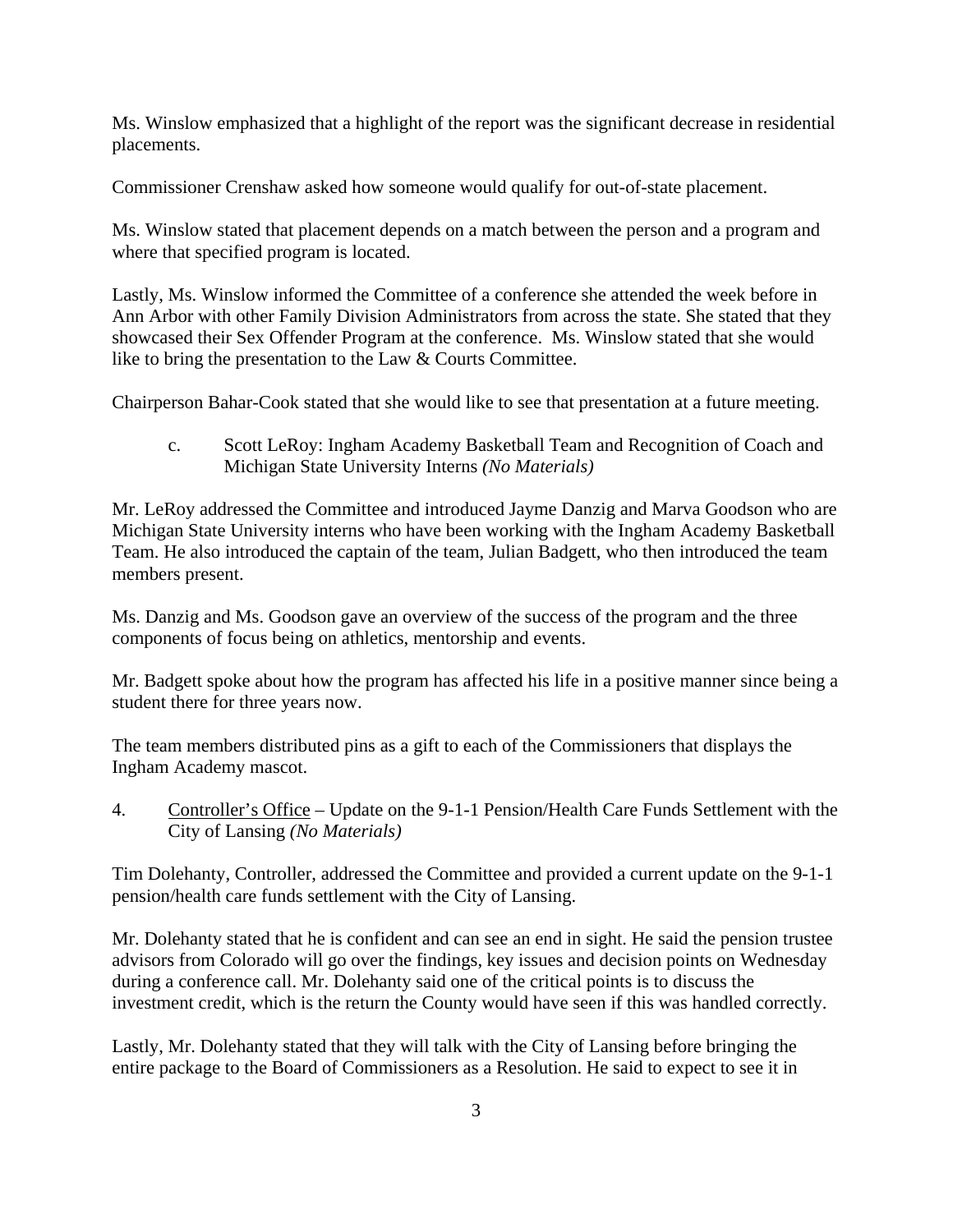Ms. Winslow emphasized that a highlight of the report was the significant decrease in residential placements.

Commissioner Crenshaw asked how someone would qualify for out-of-state placement.

Ms. Winslow stated that placement depends on a match between the person and a program and where that specified program is located.

Lastly, Ms. Winslow informed the Committee of a conference she attended the week before in Ann Arbor with other Family Division Administrators from across the state. She stated that they showcased their Sex Offender Program at the conference. Ms. Winslow stated that she would like to bring the presentation to the Law & Courts Committee.

Chairperson Bahar-Cook stated that she would like to see that presentation at a future meeting.

c. Scott LeRoy: Ingham Academy Basketball Team and Recognition of Coach and Michigan State University Interns *(No Materials)*

Mr. LeRoy addressed the Committee and introduced Jayme Danzig and Marva Goodson who are Michigan State University interns who have been working with the Ingham Academy Basketball Team. He also introduced the captain of the team, Julian Badgett, who then introduced the team members present.

Ms. Danzig and Ms. Goodson gave an overview of the success of the program and the three components of focus being on athletics, mentorship and events.

Mr. Badgett spoke about how the program has affected his life in a positive manner since being a student there for three years now.

The team members distributed pins as a gift to each of the Commissioners that displays the Ingham Academy mascot.

4. Controller's Office – Update on the 9-1-1 Pension/Health Care Funds Settlement with the City of Lansing *(No Materials)*

Tim Dolehanty, Controller, addressed the Committee and provided a current update on the 9-1-1 pension/health care funds settlement with the City of Lansing.

Mr. Dolehanty stated that he is confident and can see an end in sight. He said the pension trustee advisors from Colorado will go over the findings, key issues and decision points on Wednesday during a conference call. Mr. Dolehanty said one of the critical points is to discuss the investment credit, which is the return the County would have seen if this was handled correctly.

Lastly, Mr. Dolehanty stated that they will talk with the City of Lansing before bringing the entire package to the Board of Commissioners as a Resolution. He said to expect to see it in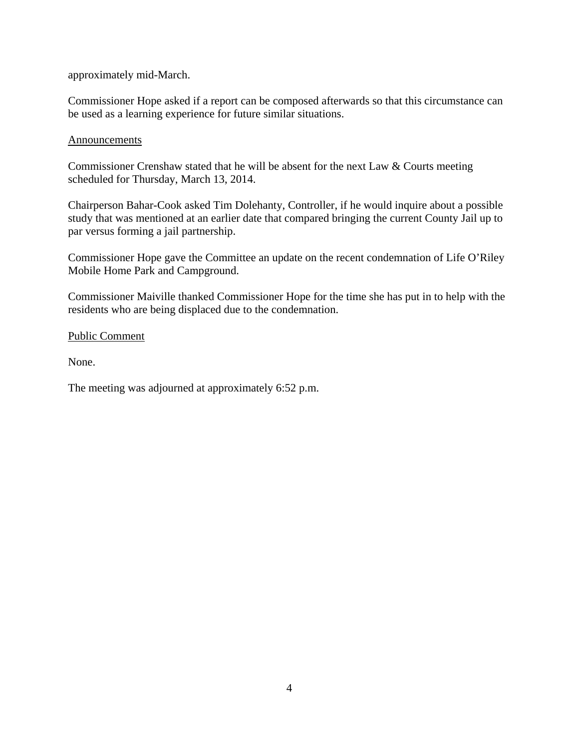approximately mid-March.

Commissioner Hope asked if a report can be composed afterwards so that this circumstance can be used as a learning experience for future similar situations.

<u>Announcements</u>

Commissioner Crenshaw stated that he will be absent for the next Law & Courts meeting scheduled for Thursday, March 13, 2014.

Chairperson Bahar-Cook asked Tim Dolehanty, Controller, if he would inquire about a possible study that was mentioned at an earlier date that compared bringing the current County Jail up to par versus forming a jail partnership.

Commissioner Hope gave the Committee an update on the recent condemnation of Life O'Riley Mobile Home Park and Campground.

Commissioner Maiville thanked Commissioner Hope for the time she has put in to help with the residents who are being displaced due to the condemnation.

<u>Public Comment</u>

None.

The meeting was adjourned at approximately 6:52 p.m.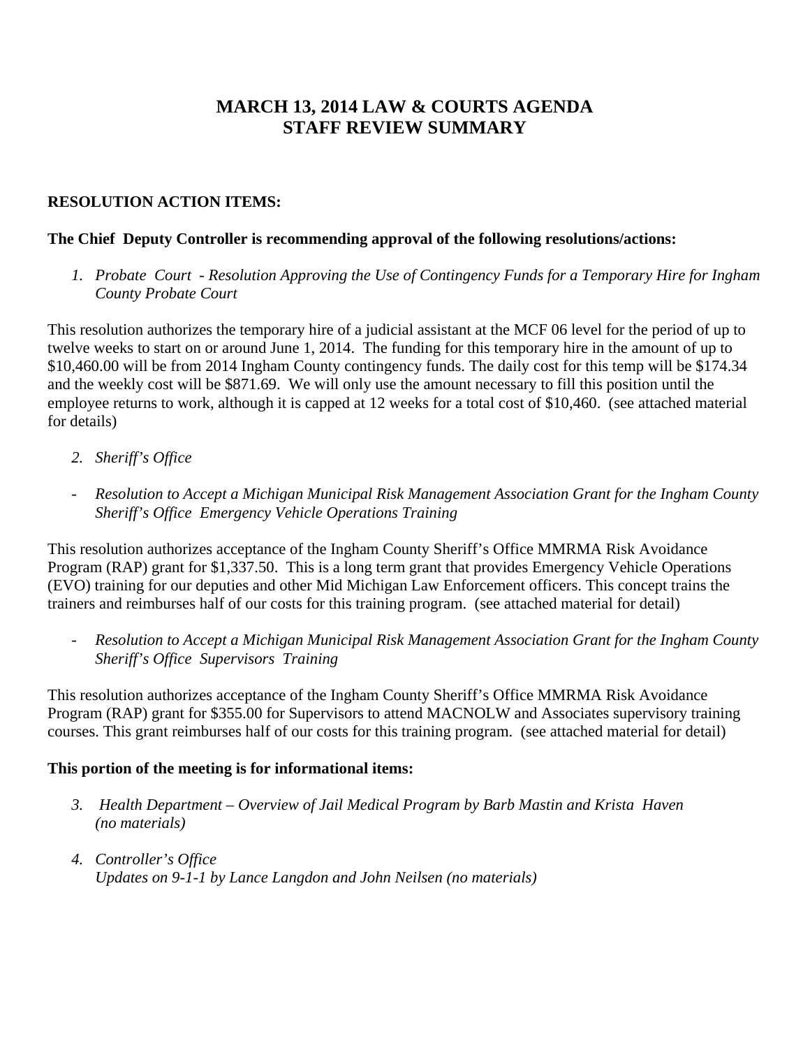# MARCH 13, 2014 LAW & COURTS AGENDA
# STAFF REVIEW SUMMARY

**RESOLUTION ACTION ITEMS:**

**The Chief Deputy Controller is recommending approval of the following resolutions/actions:**

1. *Probate Court - Resolution Approving the Use of Contingency Funds for a Temporary Hire for Ingham County Probate Court*

This resolution authorizes the temporary hire of a judicial assistant at the MCF 06 level for the period of up to twelve weeks to start on or around June 1, 2014. The funding for this temporary hire in the amount of up to $10,460.00 will be from 2014 Ingham County contingency funds. The daily cost for this temp will be $174.34 and the weekly cost will be $871.69. We will only use the amount necessary to fill this position until the employee returns to work, although it is capped at 12 weeks for a total cost of $10,460. (see attached material for details)

2. *Sheriff's Office*

- *Resolution to Accept a Michigan Municipal Risk Management Association Grant for the Ingham County Sheriff's Office Emergency Vehicle Operations Training*

This resolution authorizes acceptance of the Ingham County Sheriff's Office MMRMA Risk Avoidance Program (RAP) grant for $1,337.50. This is a long term grant that provides Emergency Vehicle Operations (EVO) training for our deputies and other Mid Michigan Law Enforcement officers. This concept trains the trainers and reimburses half of our costs for this training program. (see attached material for detail)

- *Resolution to Accept a Michigan Municipal Risk Management Association Grant for the Ingham County Sheriff's Office Supervisors Training*

This resolution authorizes acceptance of the Ingham County Sheriff's Office MMRMA Risk Avoidance Program (RAP) grant for $355.00 for Supervisors to attend MACNOLW and Associates supervisory training courses. This grant reimburses half of our costs for this training program. (see attached material for detail)

**This portion of the meeting is for informational items:**

3. *Health Department – Overview of Jail Medical Program by Barb Mastin and Krista Haven (no materials)*

4. *Controller's Office*
   *Updates on 9-1-1 by Lance Langdon and John Neilsen (no materials)*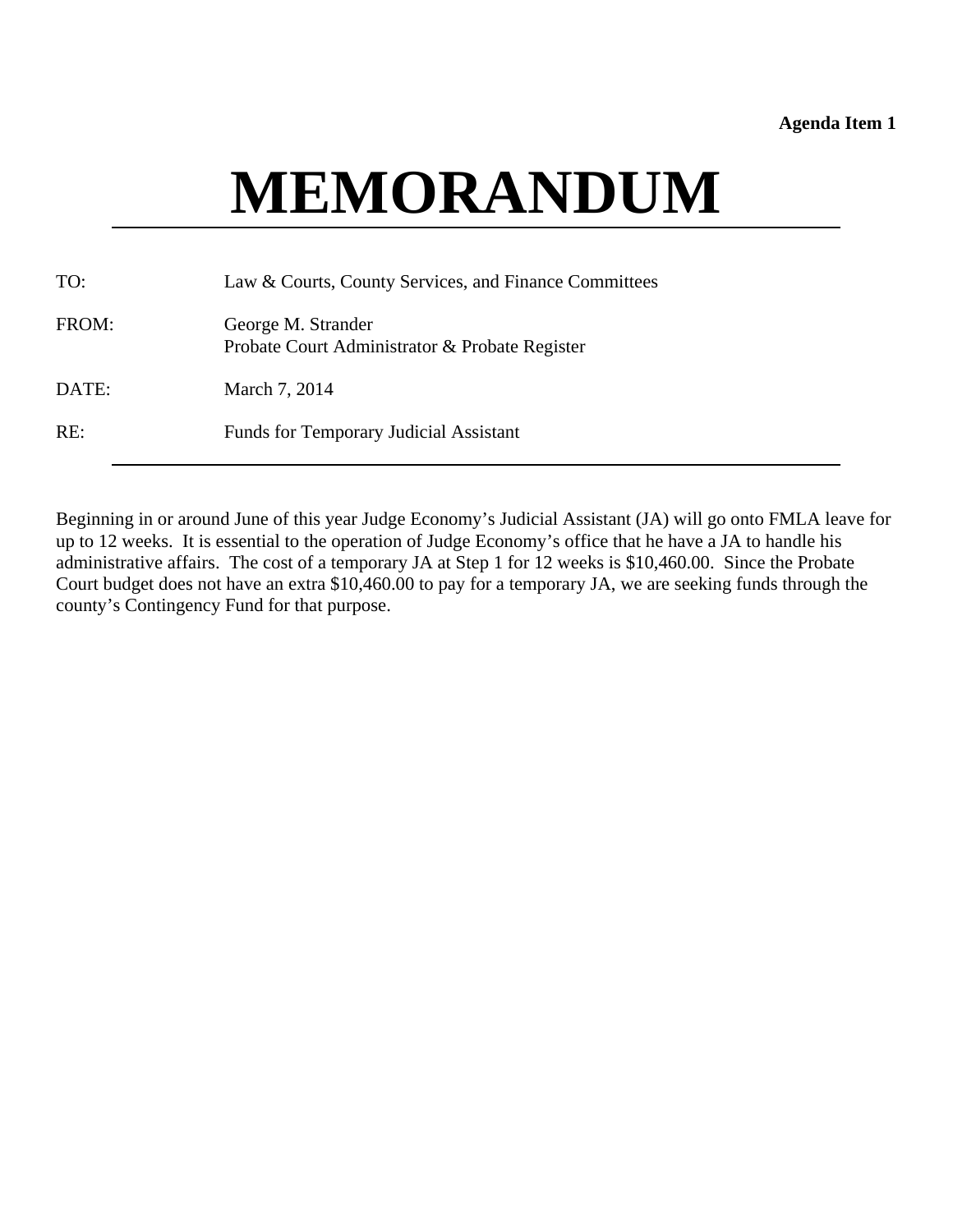**Agenda Item 1**

# MEMORANDUM

| | |
|---|---|
| TO: | Law & Courts, County Services, and Finance Committees |
| FROM: | George M. Strander<br>Probate Court Administrator & Probate Register |
| DATE: | March 7, 2014 |
| RE: | Funds for Temporary Judicial Assistant |

---

Beginning in or around June of this year Judge Economy's Judicial Assistant (JA) will go onto FMLA leave for up to 12 weeks. It is essential to the operation of Judge Economy's office that he have a JA to handle his administrative affairs. The cost of a temporary JA at Step 1 for 12 weeks is $10,460.00. Since the Probate Court budget does not have an extra $10,460.00 to pay for a temporary JA, we are seeking funds through the county's Contingency Fund for that purpose.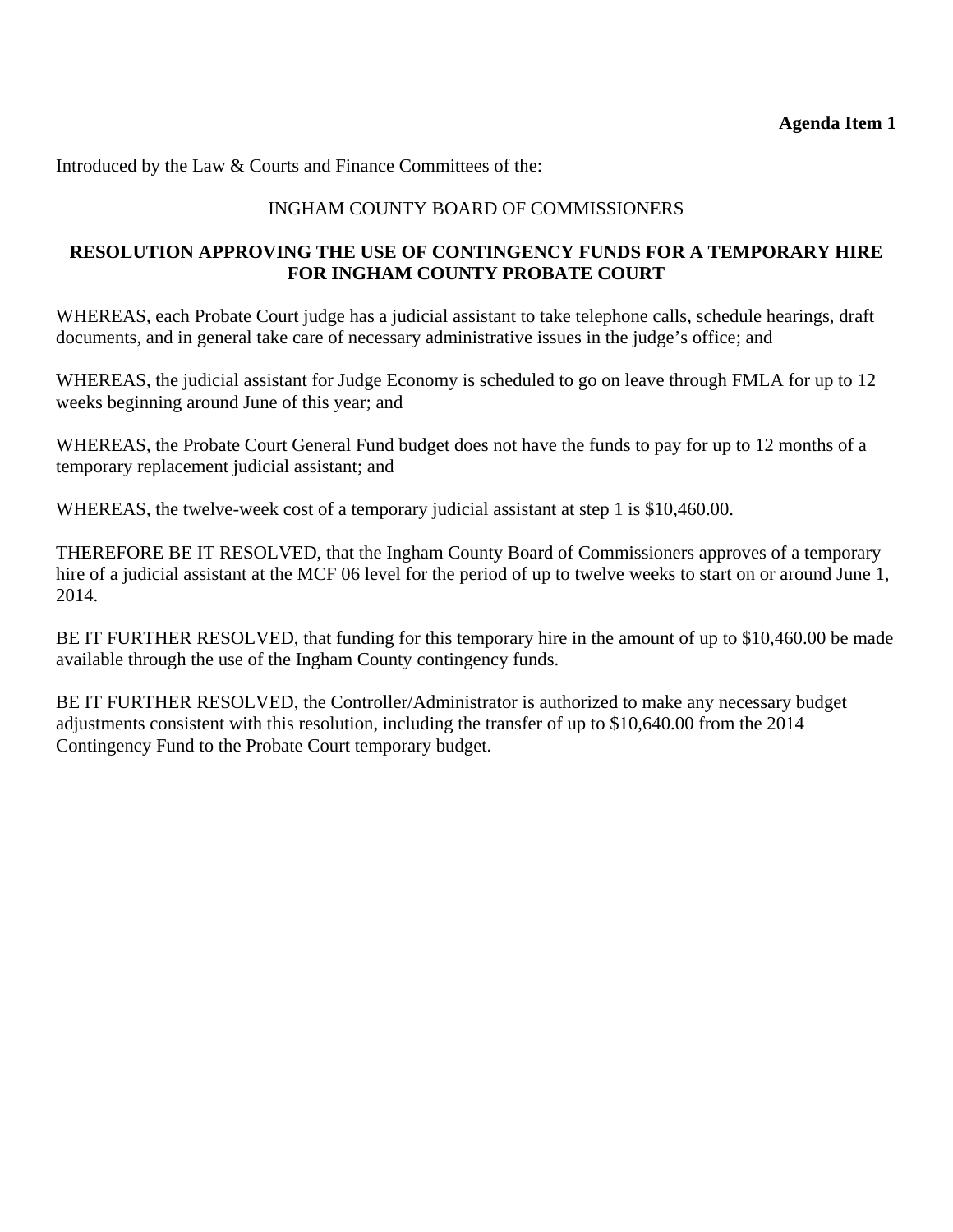**Agenda Item 1**

Introduced by the Law & Courts and Finance Committees of the:

INGHAM COUNTY BOARD OF COMMISSIONERS

**RESOLUTION APPROVING THE USE OF CONTINGENCY FUNDS FOR A TEMPORARY HIRE FOR INGHAM COUNTY PROBATE COURT**

WHEREAS, each Probate Court judge has a judicial assistant to take telephone calls, schedule hearings, draft documents, and in general take care of necessary administrative issues in the judge's office; and

WHEREAS, the judicial assistant for Judge Economy is scheduled to go on leave through FMLA for up to 12 weeks beginning around June of this year; and

WHEREAS, the Probate Court General Fund budget does not have the funds to pay for up to 12 months of a temporary replacement judicial assistant; and

WHEREAS, the twelve-week cost of a temporary judicial assistant at step 1 is $10,460.00.

THEREFORE BE IT RESOLVED, that the Ingham County Board of Commissioners approves of a temporary hire of a judicial assistant at the MCF 06 level for the period of up to twelve weeks to start on or around June 1, 2014.

BE IT FURTHER RESOLVED, that funding for this temporary hire in the amount of up to $10,460.00 be made available through the use of the Ingham County contingency funds.

BE IT FURTHER RESOLVED, the Controller/Administrator is authorized to make any necessary budget adjustments consistent with this resolution, including the transfer of up to $10,640.00 from the 2014 Contingency Fund to the Probate Court temporary budget.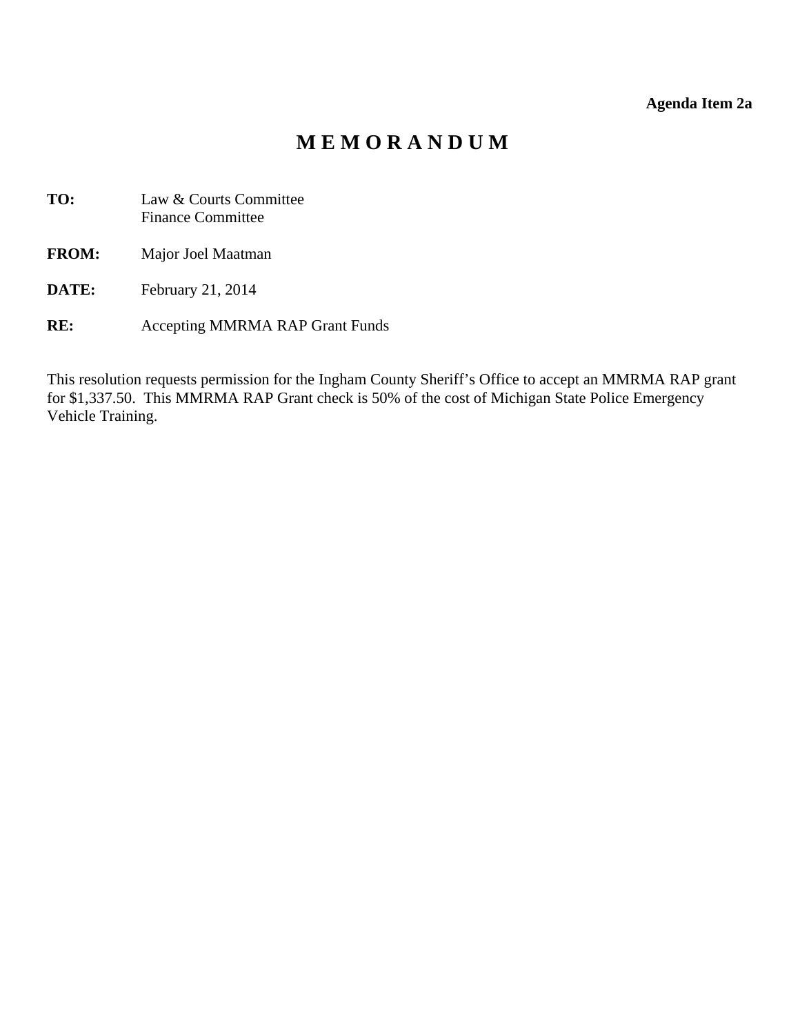**Agenda Item 2a**

# M E M O R A N D U M

**TO:** Law & Courts Committee
Finance Committee

**FROM:** Major Joel Maatman

**DATE:** February 21, 2014

**RE:** Accepting MMRMA RAP Grant Funds

This resolution requests permission for the Ingham County Sheriff's Office to accept an MMRMA RAP grant for $1,337.50. This MMRMA RAP Grant check is 50% of the cost of Michigan State Police Emergency Vehicle Training.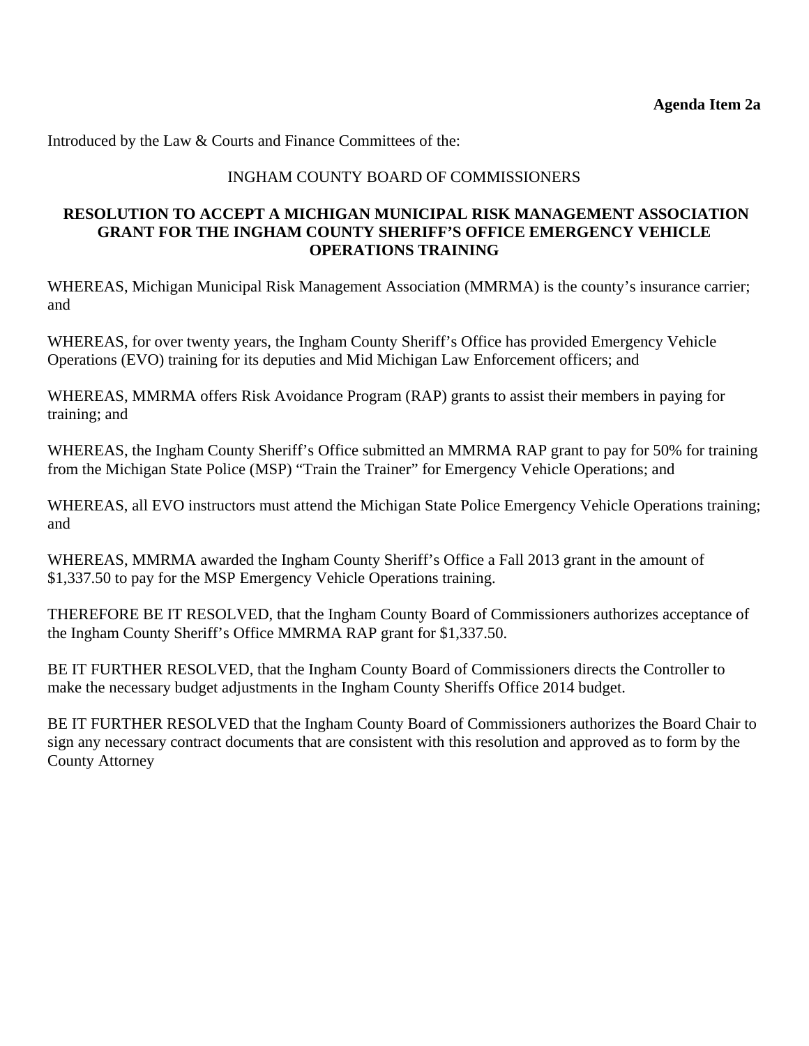**Agenda Item 2a**

Introduced by the Law & Courts and Finance Committees of the:

INGHAM COUNTY BOARD OF COMMISSIONERS

**RESOLUTION TO ACCEPT A MICHIGAN MUNICIPAL RISK MANAGEMENT ASSOCIATION GRANT FOR THE INGHAM COUNTY SHERIFF'S OFFICE EMERGENCY VEHICLE OPERATIONS TRAINING**

WHEREAS, Michigan Municipal Risk Management Association (MMRMA) is the county's insurance carrier; and

WHEREAS, for over twenty years, the Ingham County Sheriff's Office has provided Emergency Vehicle Operations (EVO) training for its deputies and Mid Michigan Law Enforcement officers; and

WHEREAS, MMRMA offers Risk Avoidance Program (RAP) grants to assist their members in paying for training; and

WHEREAS, the Ingham County Sheriff's Office submitted an MMRMA RAP grant to pay for 50% for training from the Michigan State Police (MSP) "Train the Trainer" for Emergency Vehicle Operations; and

WHEREAS, all EVO instructors must attend the Michigan State Police Emergency Vehicle Operations training; and

WHEREAS, MMRMA awarded the Ingham County Sheriff's Office a Fall 2013 grant in the amount of $1,337.50 to pay for the MSP Emergency Vehicle Operations training.

THEREFORE BE IT RESOLVED, that the Ingham County Board of Commissioners authorizes acceptance of the Ingham County Sheriff's Office MMRMA RAP grant for $1,337.50.

BE IT FURTHER RESOLVED, that the Ingham County Board of Commissioners directs the Controller to make the necessary budget adjustments in the Ingham County Sheriffs Office 2014 budget.

BE IT FURTHER RESOLVED that the Ingham County Board of Commissioners authorizes the Board Chair to sign any necessary contract documents that are consistent with this resolution and approved as to form by the County Attorney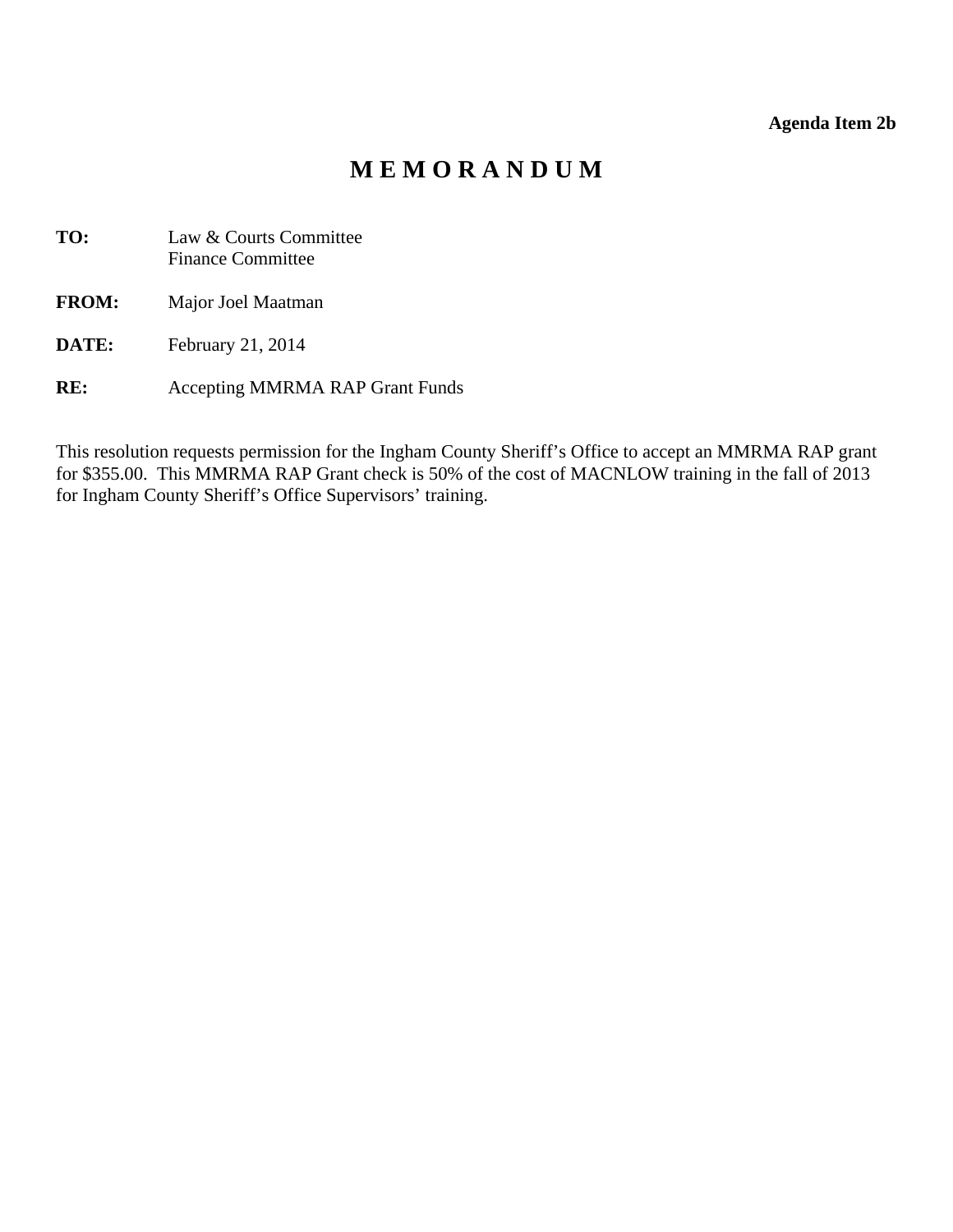**Agenda Item 2b**

# M E M O R A N D U M

**TO:** Law & Courts Committee
Finance Committee

**FROM:** Major Joel Maatman

**DATE:** February 21, 2014

**RE:** Accepting MMRMA RAP Grant Funds

This resolution requests permission for the Ingham County Sheriff's Office to accept an MMRMA RAP grant for $355.00. This MMRMA RAP Grant check is 50% of the cost of MACNLOW training in the fall of 2013 for Ingham County Sheriff's Office Supervisors' training.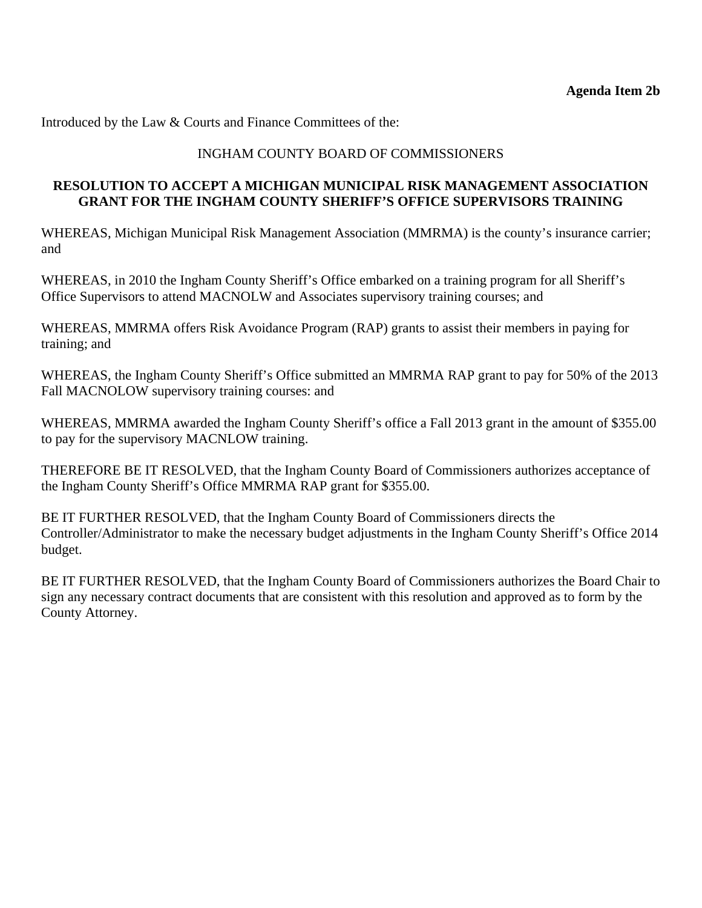**Agenda Item 2b**

Introduced by the Law & Courts and Finance Committees of the:

INGHAM COUNTY BOARD OF COMMISSIONERS

**RESOLUTION TO ACCEPT A MICHIGAN MUNICIPAL RISK MANAGEMENT ASSOCIATION GRANT FOR THE INGHAM COUNTY SHERIFF'S OFFICE SUPERVISORS TRAINING**

WHEREAS, Michigan Municipal Risk Management Association (MMRMA) is the county's insurance carrier; and

WHEREAS, in 2010 the Ingham County Sheriff's Office embarked on a training program for all Sheriff's Office Supervisors to attend MACNOLW and Associates supervisory training courses; and

WHEREAS, MMRMA offers Risk Avoidance Program (RAP) grants to assist their members in paying for training; and

WHEREAS, the Ingham County Sheriff's Office submitted an MMRMA RAP grant to pay for 50% of the 2013 Fall MACNOLOW supervisory training courses: and

WHEREAS, MMRMA awarded the Ingham County Sheriff's office a Fall 2013 grant in the amount of $355.00 to pay for the supervisory MACNLOW training.

THEREFORE BE IT RESOLVED, that the Ingham County Board of Commissioners authorizes acceptance of the Ingham County Sheriff's Office MMRMA RAP grant for $355.00.

BE IT FURTHER RESOLVED, that the Ingham County Board of Commissioners directs the Controller/Administrator to make the necessary budget adjustments in the Ingham County Sheriff's Office 2014 budget.

BE IT FURTHER RESOLVED, that the Ingham County Board of Commissioners authorizes the Board Chair to sign any necessary contract documents that are consistent with this resolution and approved as to form by the County Attorney.